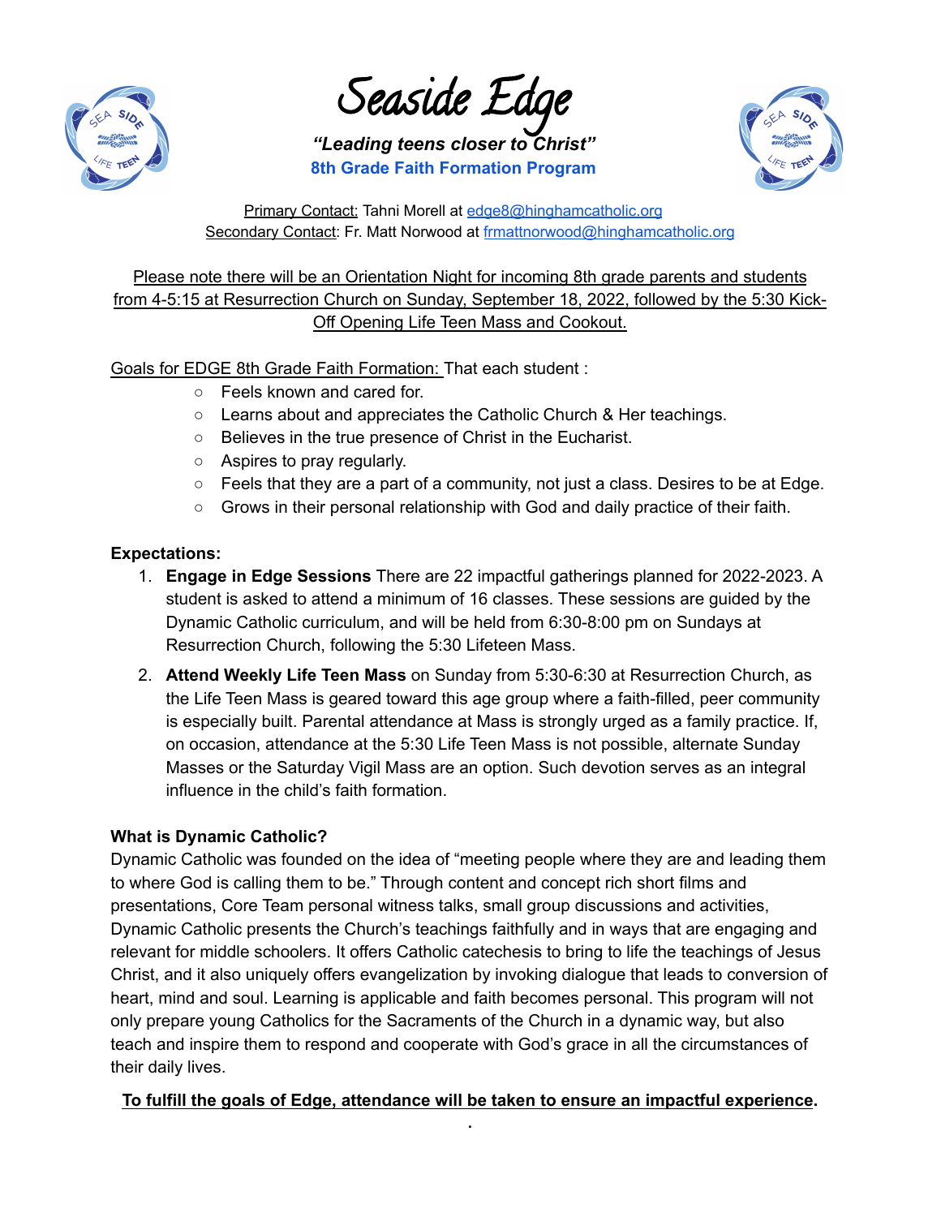# Seaside Edge

***"Leading teens closer to Christ"***

**8th Grade Faith Formation Program**

Primary Contact: Tahni Morell at edge8@hinghamcatholic.org
Secondary Contact: Fr. Matt Norwood at frmattnorwood@hinghamcatholic.org

Please note there will be an Orientation Night for incoming 8th grade parents and students from 4-5:15 at Resurrection Church on Sunday, September 18, 2022, followed by the 5:30 Kick-Off Opening Life Teen Mass and Cookout.

Goals for EDGE 8th Grade Faith Formation: That each student :

- Feels known and cared for.
- Learns about and appreciates the Catholic Church & Her teachings.
- Believes in the true presence of Christ in the Eucharist.
- Aspires to pray regularly.
- Feels that they are a part of a community, not just a class. Desires to be at Edge.
- Grows in their personal relationship with God and daily practice of their faith.

**Expectations:**

1. **Engage in Edge Sessions** There are 22 impactful gatherings planned for 2022-2023. A student is asked to attend a minimum of 16 classes. These sessions are guided by the Dynamic Catholic curriculum, and will be held from 6:30-8:00 pm on Sundays at Resurrection Church, following the 5:30 Lifeteen Mass.
2. **Attend Weekly Life Teen Mass** on Sunday from 5:30-6:30 at Resurrection Church, as the Life Teen Mass is geared toward this age group where a faith-filled, peer community is especially built. Parental attendance at Mass is strongly urged as a family practice. If, on occasion, attendance at the 5:30 Life Teen Mass is not possible, alternate Sunday Masses or the Saturday Vigil Mass are an option. Such devotion serves as an integral influence in the child's faith formation.

**What is Dynamic Catholic?**

Dynamic Catholic was founded on the idea of "meeting people where they are and leading them to where God is calling them to be." Through content and concept rich short films and presentations, Core Team personal witness talks, small group discussions and activities, Dynamic Catholic presents the Church's teachings faithfully and in ways that are engaging and relevant for middle schoolers. It offers Catholic catechesis to bring to life the teachings of Jesus Christ, and it also uniquely offers evangelization by invoking dialogue that leads to conversion of heart, mind and soul. Learning is applicable and faith becomes personal. This program will not only prepare young Catholics for the Sacraments of the Church in a dynamic way, but also teach and inspire them to respond and cooperate with God's grace in all the circumstances of their daily lives.

**To fulfill the goals of Edge, attendance will be taken to ensure an impactful experience.**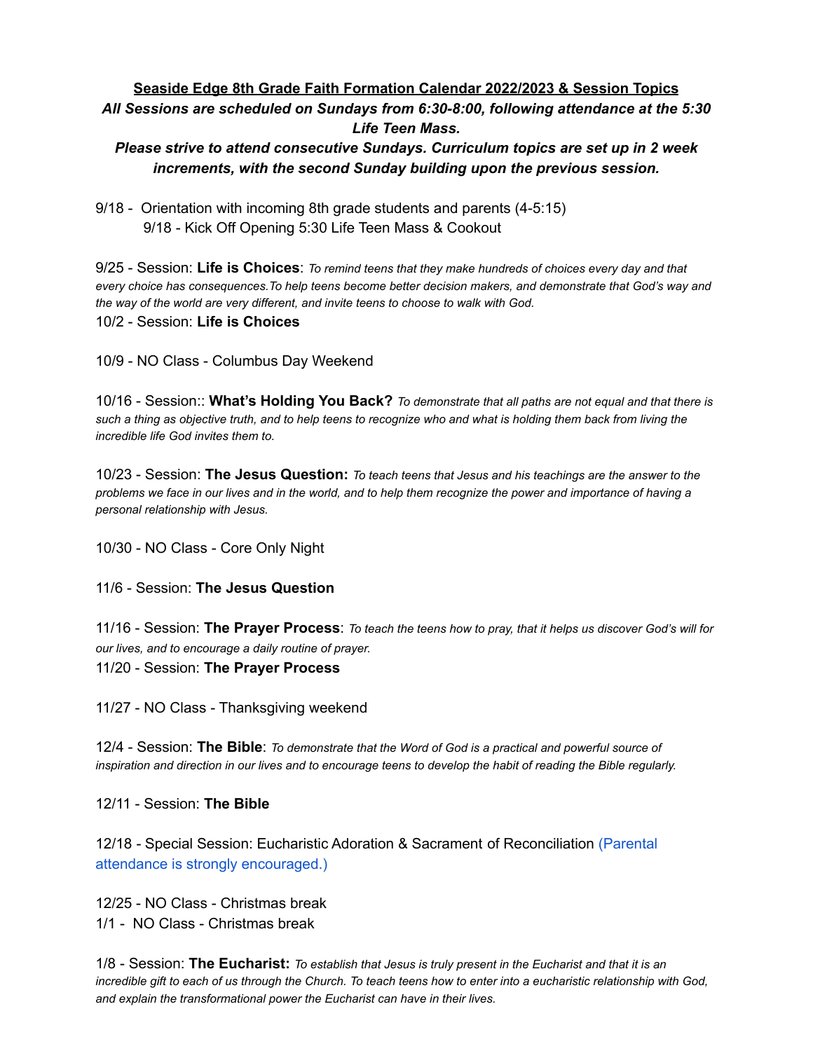**Seaside Edge 8th Grade Faith Formation Calendar 2022/2023 & Session Topics**

***All Sessions are scheduled on Sundays from 6:30-8:00, following attendance at the 5:30 Life Teen Mass.***

***Please strive to attend consecutive Sundays. Curriculum topics are set up in 2 week increments, with the second Sunday building upon the previous session.***

9/18 - Orientation with incoming 8th grade students and parents (4-5:15)
9/18 - Kick Off Opening 5:30 Life Teen Mass & Cookout

9/25 - Session: **Life is Choices**: *To remind teens that they make hundreds of choices every day and that every choice has consequences.To help teens become better decision makers, and demonstrate that God's way and the way of the world are very different, and invite teens to choose to walk with God.*
10/2 - Session: **Life is Choices**

10/9 - NO Class - Columbus Day Weekend

10/16 - Session:: **What's Holding You Back?** *To demonstrate that all paths are not equal and that there is such a thing as objective truth, and to help teens to recognize who and what is holding them back from living the incredible life God invites them to.*

10/23 - Session: **The Jesus Question:** *To teach teens that Jesus and his teachings are the answer to the problems we face in our lives and in the world, and to help them recognize the power and importance of having a personal relationship with Jesus.*

10/30 - NO Class - Core Only Night

11/6 - Session: **The Jesus Question**

11/16 - Session: **The Prayer Process**: *To teach the teens how to pray, that it helps us discover God's will for our lives, and to encourage a daily routine of prayer.*
11/20 - Session: **The Prayer Process**

11/27 - NO Class - Thanksgiving weekend

12/4 - Session: **The Bible**: *To demonstrate that the Word of God is a practical and powerful source of inspiration and direction in our lives and to encourage teens to develop the habit of reading the Bible regularly.*

12/11 - Session: **The Bible**

12/18 - Special Session: Eucharistic Adoration & Sacrament of Reconciliation (Parental attendance is strongly encouraged.)

12/25 - NO Class - Christmas break
1/1 - NO Class - Christmas break

1/8 - Session: **The Eucharist:** *To establish that Jesus is truly present in the Eucharist and that it is an incredible gift to each of us through the Church. To teach teens how to enter into a eucharistic relationship with God, and explain the transformational power the Eucharist can have in their lives.*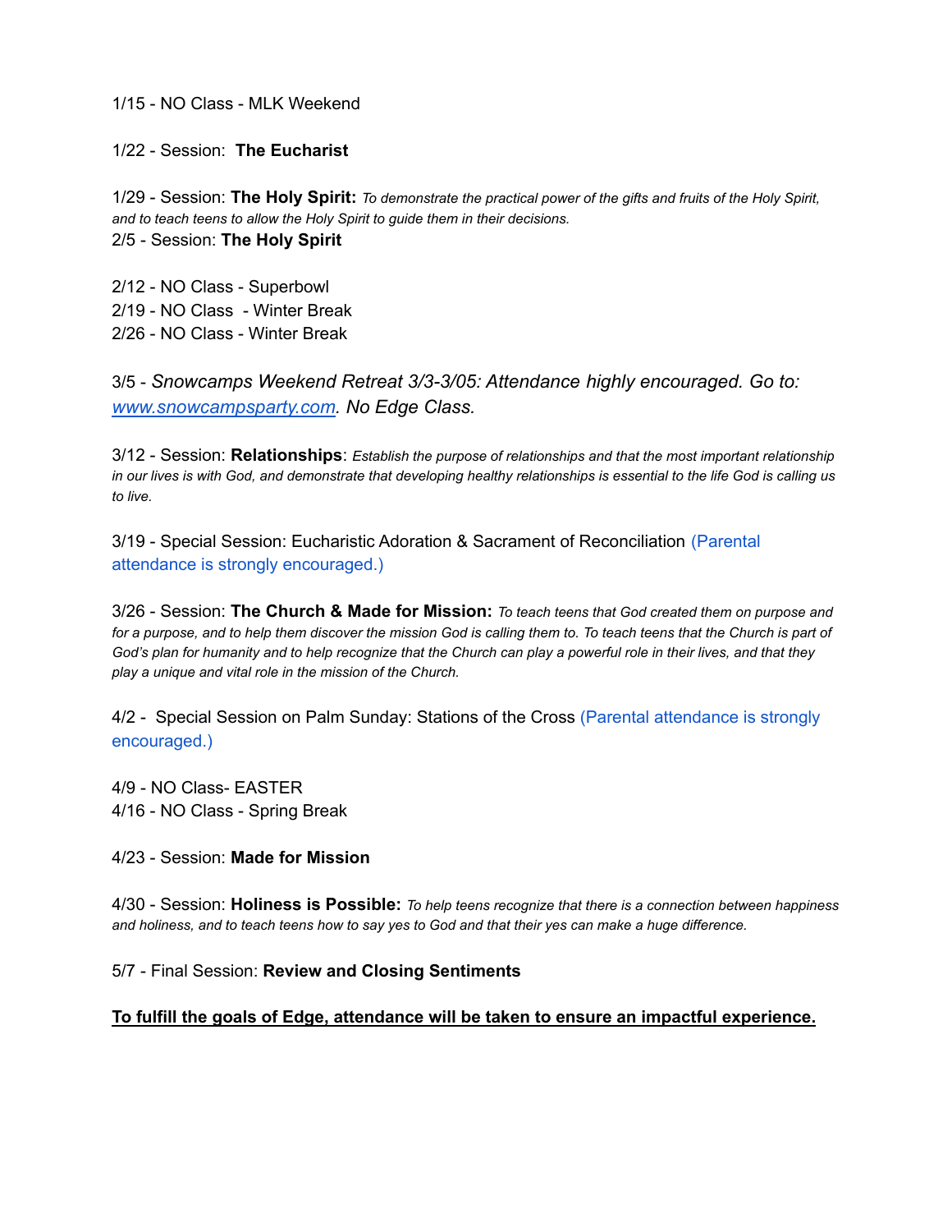1/15 - NO Class - MLK Weekend

1/22 - Session: **The Eucharist**

1/29 - Session: **The Holy Spirit:** *To demonstrate the practical power of the gifts and fruits of the Holy Spirit, and to teach teens to allow the Holy Spirit to guide them in their decisions.*
2/5 - Session: **The Holy Spirit**

2/12 - NO Class - Superbowl
2/19 - NO Class - Winter Break
2/26 - NO Class - Winter Break

3/5 - *Snowcamps Weekend Retreat 3/3-3/05: Attendance highly encouraged. Go to: [www.snowcampsparty.com](www.snowcampsparty.com). No Edge Class.*

3/12 - Session: **Relationships**: *Establish the purpose of relationships and that the most important relationship in our lives is with God, and demonstrate that developing healthy relationships is essential to the life God is calling us to live.*

3/19 - Special Session: Eucharistic Adoration & Sacrament of Reconciliation (Parental attendance is strongly encouraged.)

3/26 - Session: **The Church & Made for Mission:** *To teach teens that God created them on purpose and for a purpose, and to help them discover the mission God is calling them to. To teach teens that the Church is part of God's plan for humanity and to help recognize that the Church can play a powerful role in their lives, and that they play a unique and vital role in the mission of the Church.*

4/2 - Special Session on Palm Sunday: Stations of the Cross (Parental attendance is strongly encouraged.)

4/9 - NO Class- EASTER
4/16 - NO Class - Spring Break

4/23 - Session: **Made for Mission**

4/30 - Session: **Holiness is Possible:** *To help teens recognize that there is a connection between happiness and holiness, and to teach teens how to say yes to God and that their yes can make a huge difference.*

5/7 - Final Session: **Review and Closing Sentiments**

**To fulfill the goals of Edge, attendance will be taken to ensure an impactful experience.**